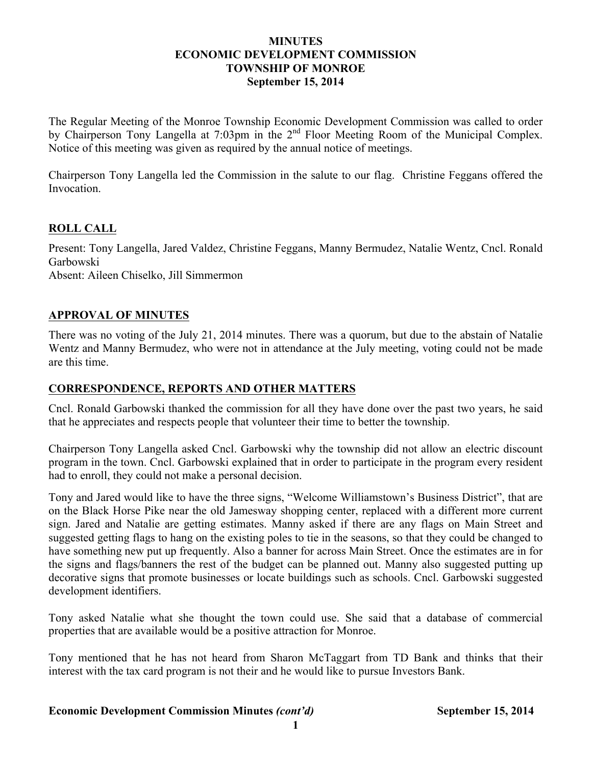**MINUTES**
**ECONOMIC DEVELOPMENT COMMISSION**
**TOWNSHIP OF MONROE**
**September 15, 2014**

The Regular Meeting of the Monroe Township Economic Development Commission was called to order by Chairperson Tony Langella at 7:03pm in the 2nd Floor Meeting Room of the Municipal Complex. Notice of this meeting was given as required by the annual notice of meetings.

Chairperson Tony Langella led the Commission in the salute to our flag. Christine Feggans offered the Invocation.

## ROLL CALL

Present: Tony Langella, Jared Valdez, Christine Feggans, Manny Bermudez, Natalie Wentz, Cncl. Ronald Garbowski
Absent: Aileen Chiselko, Jill Simmermon

## APPROVAL OF MINUTES

There was no voting of the July 21, 2014 minutes. There was a quorum, but due to the abstain of Natalie Wentz and Manny Bermudez, who were not in attendance at the July meeting, voting could not be made are this time.

## CORRESPONDENCE, REPORTS AND OTHER MATTERS

Cncl. Ronald Garbowski thanked the commission for all they have done over the past two years, he said that he appreciates and respects people that volunteer their time to better the township.

Chairperson Tony Langella asked Cncl. Garbowski why the township did not allow an electric discount program in the town. Cncl. Garbowski explained that in order to participate in the program every resident had to enroll, they could not make a personal decision.

Tony and Jared would like to have the three signs, "Welcome Williamstown's Business District", that are on the Black Horse Pike near the old Jamesway shopping center, replaced with a different more current sign. Jared and Natalie are getting estimates. Manny asked if there are any flags on Main Street and suggested getting flags to hang on the existing poles to tie in the seasons, so that they could be changed to have something new put up frequently. Also a banner for across Main Street. Once the estimates are in for the signs and flags/banners the rest of the budget can be planned out. Manny also suggested putting up decorative signs that promote businesses or locate buildings such as schools. Cncl. Garbowski suggested development identifiers.

Tony asked Natalie what she thought the town could use. She said that a database of commercial properties that are available would be a positive attraction for Monroe.

Tony mentioned that he has not heard from Sharon McTaggart from TD Bank and thinks that their interest with the tax card program is not their and he would like to pursue Investors Bank.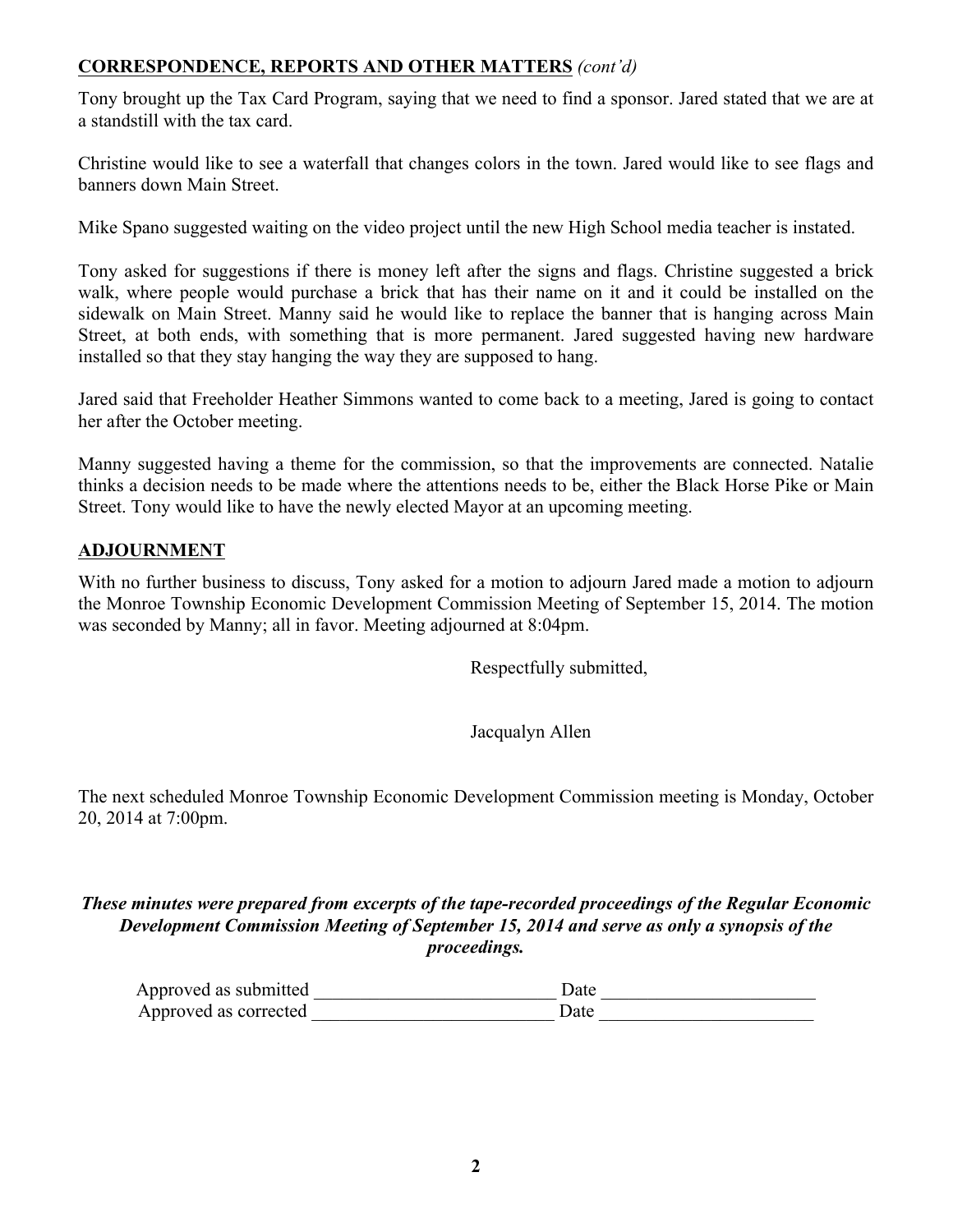**CORRESPONDENCE, REPORTS AND OTHER MATTERS** *(cont'd)*

Tony brought up the Tax Card Program, saying that we need to find a sponsor. Jared stated that we are at a standstill with the tax card.

Christine would like to see a waterfall that changes colors in the town. Jared would like to see flags and banners down Main Street.

Mike Spano suggested waiting on the video project until the new High School media teacher is instated.

Tony asked for suggestions if there is money left after the signs and flags. Christine suggested a brick walk, where people would purchase a brick that has their name on it and it could be installed on the sidewalk on Main Street. Manny said he would like to replace the banner that is hanging across Main Street, at both ends, with something that is more permanent. Jared suggested having new hardware installed so that they stay hanging the way they are supposed to hang.

Jared said that Freeholder Heather Simmons wanted to come back to a meeting, Jared is going to contact her after the October meeting.

Manny suggested having a theme for the commission, so that the improvements are connected. Natalie thinks a decision needs to be made where the attentions needs to be, either the Black Horse Pike or Main Street. Tony would like to have the newly elected Mayor at an upcoming meeting.

**ADJOURNMENT**

With no further business to discuss, Tony asked for a motion to adjourn Jared made a motion to adjourn the Monroe Township Economic Development Commission Meeting of September 15, 2014. The motion was seconded by Manny; all in favor. Meeting adjourned at 8:04pm.

Respectfully submitted,

Jacqualyn Allen

The next scheduled Monroe Township Economic Development Commission meeting is Monday, October 20, 2014 at 7:00pm.

***These minutes were prepared from excerpts of the tape-recorded proceedings of the Regular Economic Development Commission Meeting of September 15, 2014 and serve as only a synopsis of the proceedings.***

Approved as submitted \_\_\_\_\_\_\_\_\_\_\_\_\_\_\_\_\_\_\_\_\_\_\_\_\_\_ Date \_\_\_\_\_\_\_\_\_\_\_\_\_\_\_\_\_\_\_\_\_\_\_

Approved as corrected \_\_\_\_\_\_\_\_\_\_\_\_\_\_\_\_\_\_\_\_\_\_\_\_\_\_ Date \_\_\_\_\_\_\_\_\_\_\_\_\_\_\_\_\_\_\_\_\_\_\_